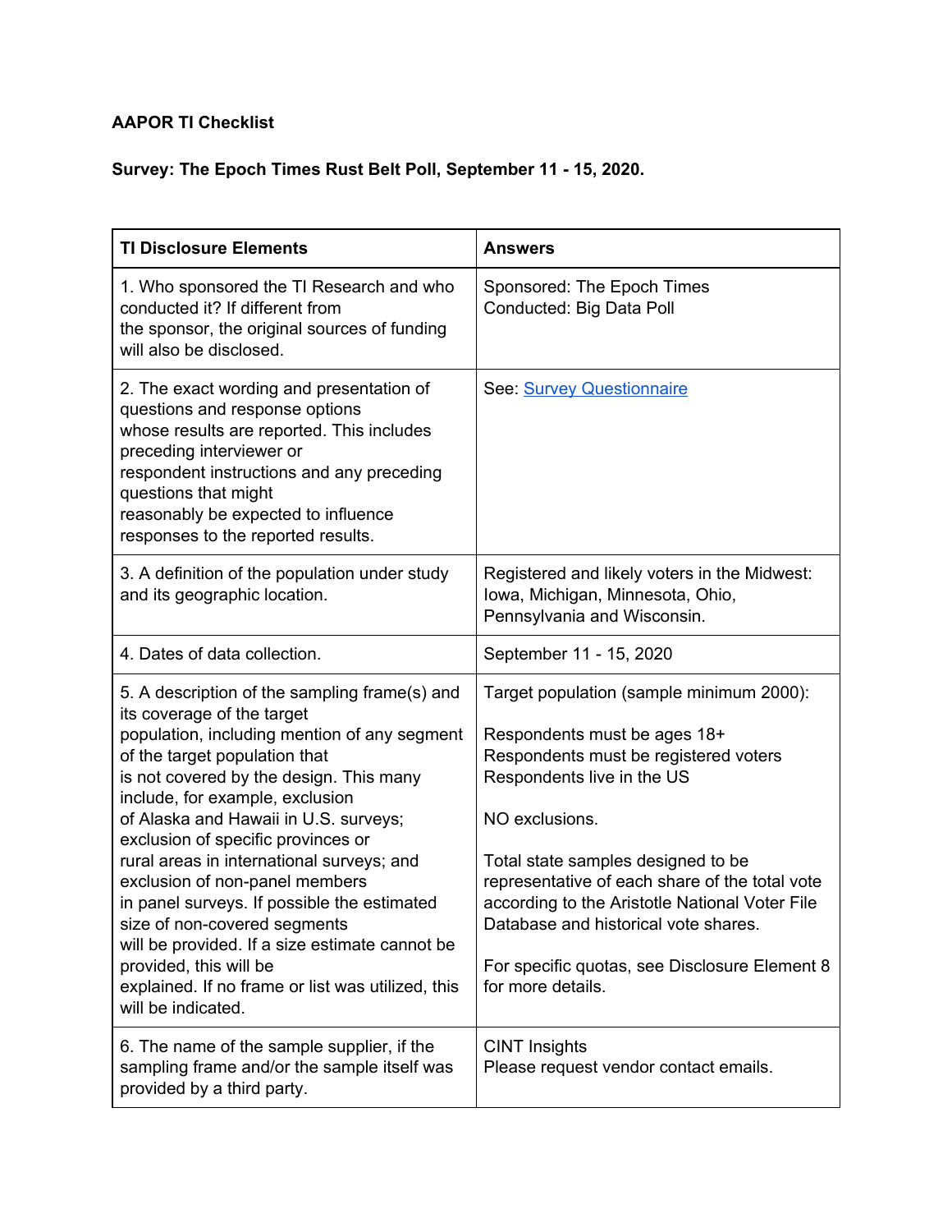**AAPOR TI Checklist**

**Survey: The Epoch Times Rust Belt Poll, September 11 - 15, 2020.**

| TI Disclosure Elements | Answers |
| --- | --- |
| 1. Who sponsored the TI Research and who conducted it? If different from the sponsor, the original sources of funding will also be disclosed. | Sponsored: The Epoch Times<br>Conducted: Big Data Poll |
| 2. The exact wording and presentation of questions and response options whose results are reported. This includes preceding interviewer or respondent instructions and any preceding questions that might reasonably be expected to influence responses to the reported results. | See: Survey Questionnaire |
| 3. A definition of the population under study and its geographic location. | Registered and likely voters in the Midwest: Iowa, Michigan, Minnesota, Ohio, Pennsylvania and Wisconsin. |
| 4. Dates of data collection. | September 11 - 15, 2020 |
| 5. A description of the sampling frame(s) and its coverage of the target population, including mention of any segment of the target population that is not covered by the design. This many include, for example, exclusion of Alaska and Hawaii in U.S. surveys; exclusion of specific provinces or rural areas in international surveys; and exclusion of non-panel members in panel surveys. If possible the estimated size of non-covered segments will be provided. If a size estimate cannot be provided, this will be explained. If no frame or list was utilized, this will be indicated. | Target population (sample minimum 2000):<br><br>Respondents must be ages 18+<br>Respondents must be registered voters<br>Respondents live in the US<br><br>NO exclusions.<br><br>Total state samples designed to be representative of each share of the total vote according to the Aristotle National Voter File Database and historical vote shares.<br><br>For specific quotas, see Disclosure Element 8 for more details. |
| 6. The name of the sample supplier, if the sampling frame and/or the sample itself was provided by a third party. | CINT Insights<br>Please request vendor contact emails. |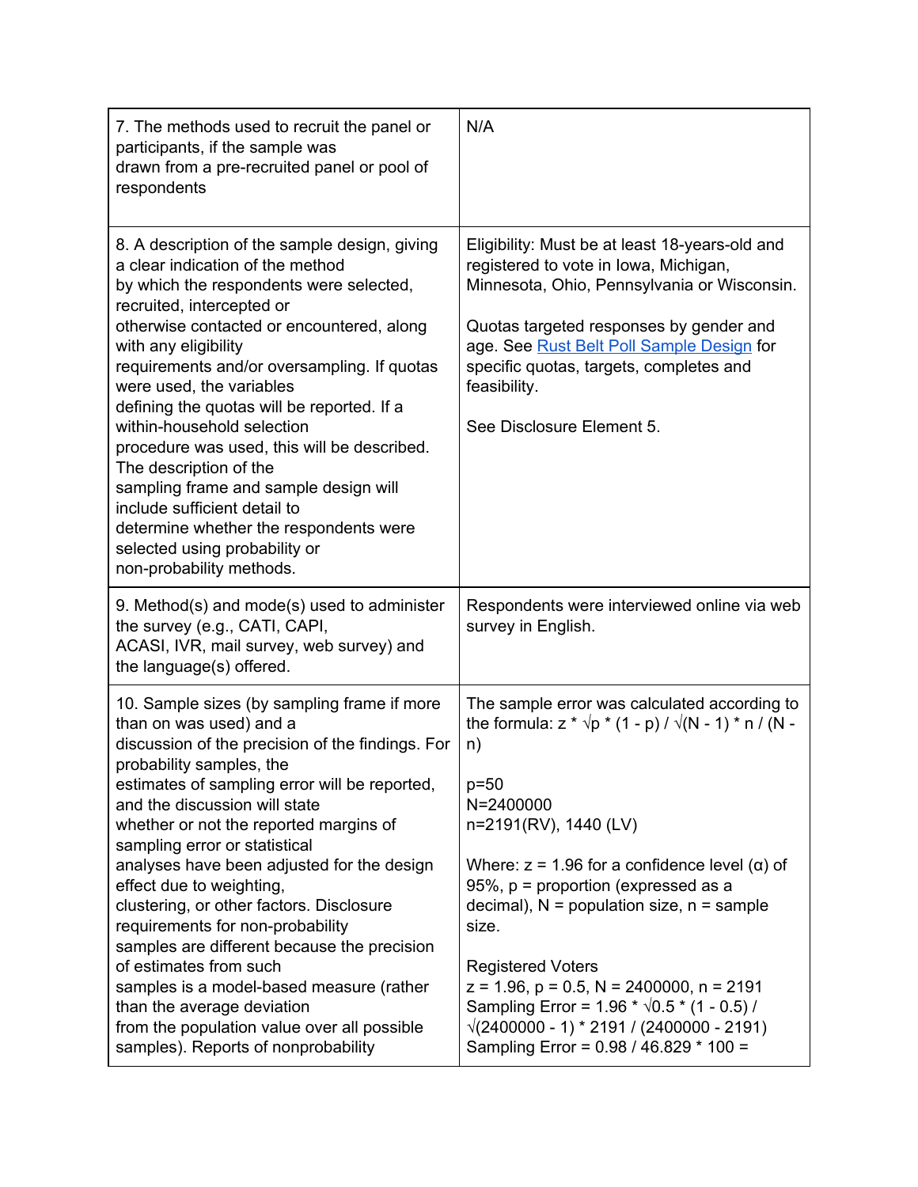| | |
|---|---|
| 7. The methods used to recruit the panel or participants, if the sample was drawn from a pre-recruited panel or pool of respondents | N/A |
| 8. A description of the sample design, giving a clear indication of the method by which the respondents were selected, recruited, intercepted or otherwise contacted or encountered, along with any eligibility requirements and/or oversampling. If quotas were used, the variables defining the quotas will be reported. If a within-household selection procedure was used, this will be described. The description of the sampling frame and sample design will include sufficient detail to determine whether the respondents were selected using probability or non-probability methods. | Eligibility: Must be at least 18-years-old and registered to vote in Iowa, Michigan, Minnesota, Ohio, Pennsylvania or Wisconsin.<br><br>Quotas targeted responses by gender and age. See [Rust Belt Poll Sample Design]() for specific quotas, targets, completes and feasibility.<br><br>See Disclosure Element 5. |
| 9. Method(s) and mode(s) used to administer the survey (e.g., CATI, CAPI, ACASI, IVR, mail survey, web survey) and the language(s) offered. | Respondents were interviewed online via web survey in English. |
| 10. Sample sizes (by sampling frame if more than on was used) and a discussion of the precision of the findings. For probability samples, the estimates of sampling error will be reported, and the discussion will state whether or not the reported margins of sampling error or statistical analyses have been adjusted for the design effect due to weighting, clustering, or other factors. Disclosure requirements for non-probability samples are different because the precision of estimates from such samples is a model-based measure (rather than the average deviation from the population value over all possible samples). Reports of nonprobability | The sample error was calculated according to the formula: z * √p * (1 - p) / √(N - 1) * n / (N - n)<br><br>p=50<br>N=2400000<br>n=2191(RV), 1440 (LV)<br><br>Where: z = 1.96 for a confidence level (α) of 95%, p = proportion (expressed as a decimal), N = population size, n = sample size.<br><br>Registered Voters<br>z = 1.96, p = 0.5, N = 2400000, n = 2191<br>Sampling Error = 1.96 * √0.5 * (1 - 0.5) / √(2400000 - 1) * 2191 / (2400000 - 2191)<br>Sampling Error = 0.98 / 46.829 * 100 = |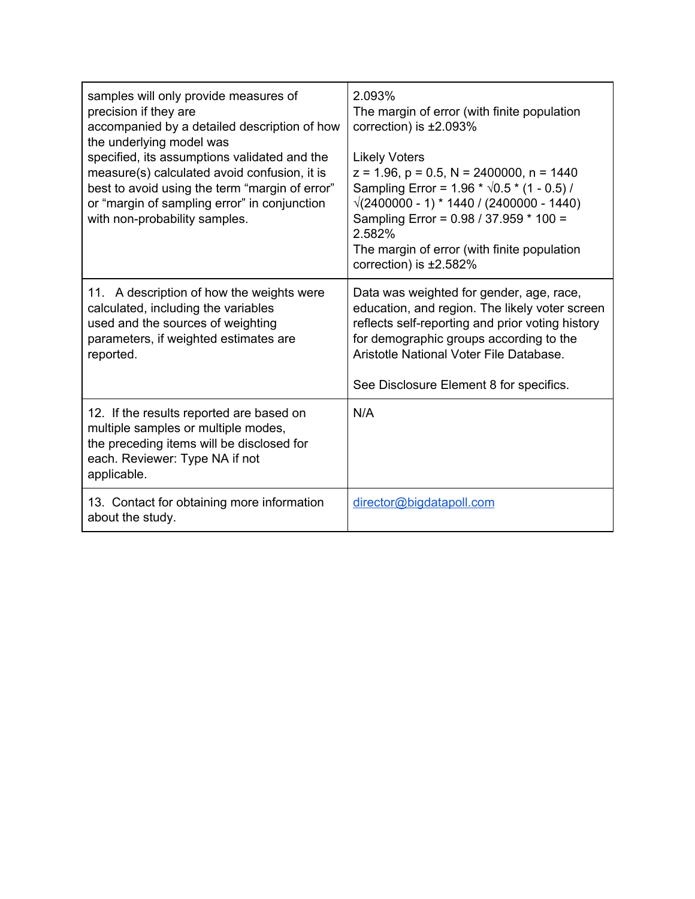| | |
|---|---|
| samples will only provide measures of precision if they are accompanied by a detailed description of how the underlying model was specified, its assumptions validated and the measure(s) calculated avoid confusion, it is best to avoid using the term "margin of error" or "margin of sampling error" in conjunction with non-probability samples. | 2.093%<br>The margin of error (with finite population correction) is ±2.093%<br><br>Likely Voters<br>z = 1.96, p = 0.5, N = 2400000, n = 1440<br>Sampling Error = 1.96 * √0.5 * (1 - 0.5) / √(2400000 - 1) * 1440 / (2400000 - 1440)<br>Sampling Error = 0.98 / 37.959 * 100 = 2.582%<br>The margin of error (with finite population correction) is ±2.582% |
| 11. A description of how the weights were calculated, including the variables used and the sources of weighting parameters, if weighted estimates are reported. | Data was weighted for gender, age, race, education, and region. The likely voter screen reflects self-reporting and prior voting history for demographic groups according to the Aristotle National Voter File Database.<br><br>See Disclosure Element 8 for specifics. |
| 12. If the results reported are based on multiple samples or multiple modes, the preceding items will be disclosed for each. Reviewer: Type NA if not applicable. | N/A |
| 13. Contact for obtaining more information about the study. | director@bigdatapoll.com |